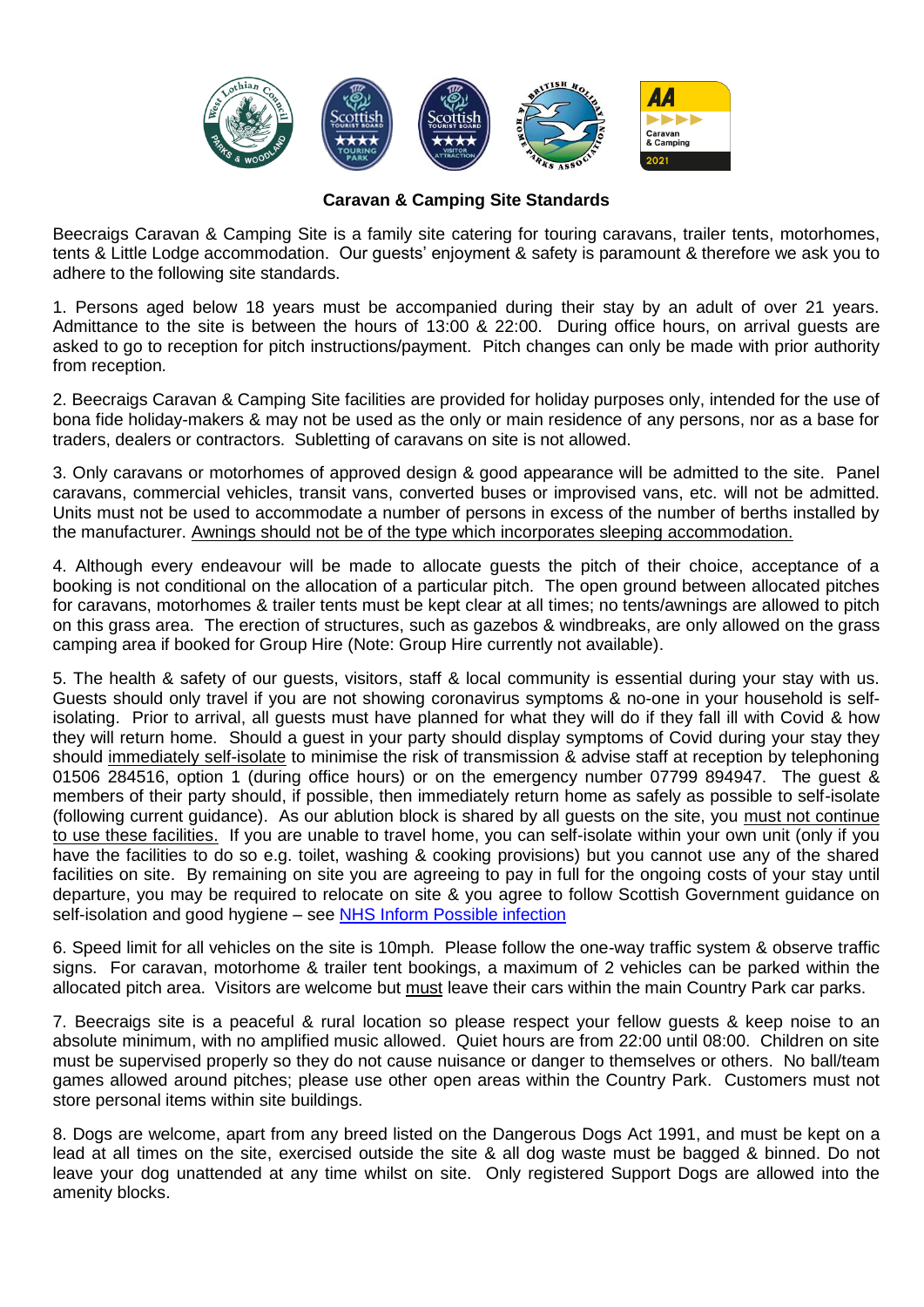**Caravan & Camping Site Standards**

Beecraigs Caravan & Camping Site is a family site catering for touring caravans, trailer tents, motorhomes, tents & Little Lodge accommodation. Our guests' enjoyment & safety is paramount & therefore we ask you to adhere to the following site standards.

1. Persons aged below 18 years must be accompanied during their stay by an adult of over 21 years. Admittance to the site is between the hours of 13:00 & 22:00. During office hours, on arrival guests are asked to go to reception for pitch instructions/payment. Pitch changes can only be made with prior authority from reception.

2. Beecraigs Caravan & Camping Site facilities are provided for holiday purposes only, intended for the use of bona fide holiday-makers & may not be used as the only or main residence of any persons, nor as a base for traders, dealers or contractors. Subletting of caravans on site is not allowed.

3. Only caravans or motorhomes of approved design & good appearance will be admitted to the site. Panel caravans, commercial vehicles, transit vans, converted buses or improvised vans, etc. will not be admitted. Units must not be used to accommodate a number of persons in excess of the number of berths installed by the manufacturer. Awnings should not be of the type which incorporates sleeping accommodation.

4. Although every endeavour will be made to allocate guests the pitch of their choice, acceptance of a booking is not conditional on the allocation of a particular pitch. The open ground between allocated pitches for caravans, motorhomes & trailer tents must be kept clear at all times; no tents/awnings are allowed to pitch on this grass area. The erection of structures, such as gazebos & windbreaks, are only allowed on the grass camping area if booked for Group Hire (Note: Group Hire currently not available).

5. The health & safety of our guests, visitors, staff & local community is essential during your stay with us. Guests should only travel if you are not showing coronavirus symptoms & no-one in your household is self-isolating. Prior to arrival, all guests must have planned for what they will do if they fall ill with Covid & how they will return home. Should a guest in your party should display symptoms of Covid during your stay they should immediately self-isolate to minimise the risk of transmission & advise staff at reception by telephoning 01506 284516, option 1 (during office hours) or on the emergency number 07799 894947. The guest & members of their party should, if possible, then immediately return home as safely as possible to self-isolate (following current guidance). As our ablution block is shared by all guests on the site, you must not continue to use these facilities. If you are unable to travel home, you can self-isolate within your own unit (only if you have the facilities to do so e.g. toilet, washing & cooking provisions) but you cannot use any of the shared facilities on site. By remaining on site you are agreeing to pay in full for the ongoing costs of your stay until departure, you may be required to relocate on site & you agree to follow Scottish Government guidance on self-isolation and good hygiene – see NHS Inform Possible infection

6. Speed limit for all vehicles on the site is 10mph. Please follow the one-way traffic system & observe traffic signs. For caravan, motorhome & trailer tent bookings, a maximum of 2 vehicles can be parked within the allocated pitch area. Visitors are welcome but must leave their cars within the main Country Park car parks.

7. Beecraigs site is a peaceful & rural location so please respect your fellow guests & keep noise to an absolute minimum, with no amplified music allowed. Quiet hours are from 22:00 until 08:00. Children on site must be supervised properly so they do not cause nuisance or danger to themselves or others. No ball/team games allowed around pitches; please use other open areas within the Country Park. Customers must not store personal items within site buildings.

8. Dogs are welcome, apart from any breed listed on the Dangerous Dogs Act 1991, and must be kept on a lead at all times on the site, exercised outside the site & all dog waste must be bagged & binned. Do not leave your dog unattended at any time whilst on site. Only registered Support Dogs are allowed into the amenity blocks.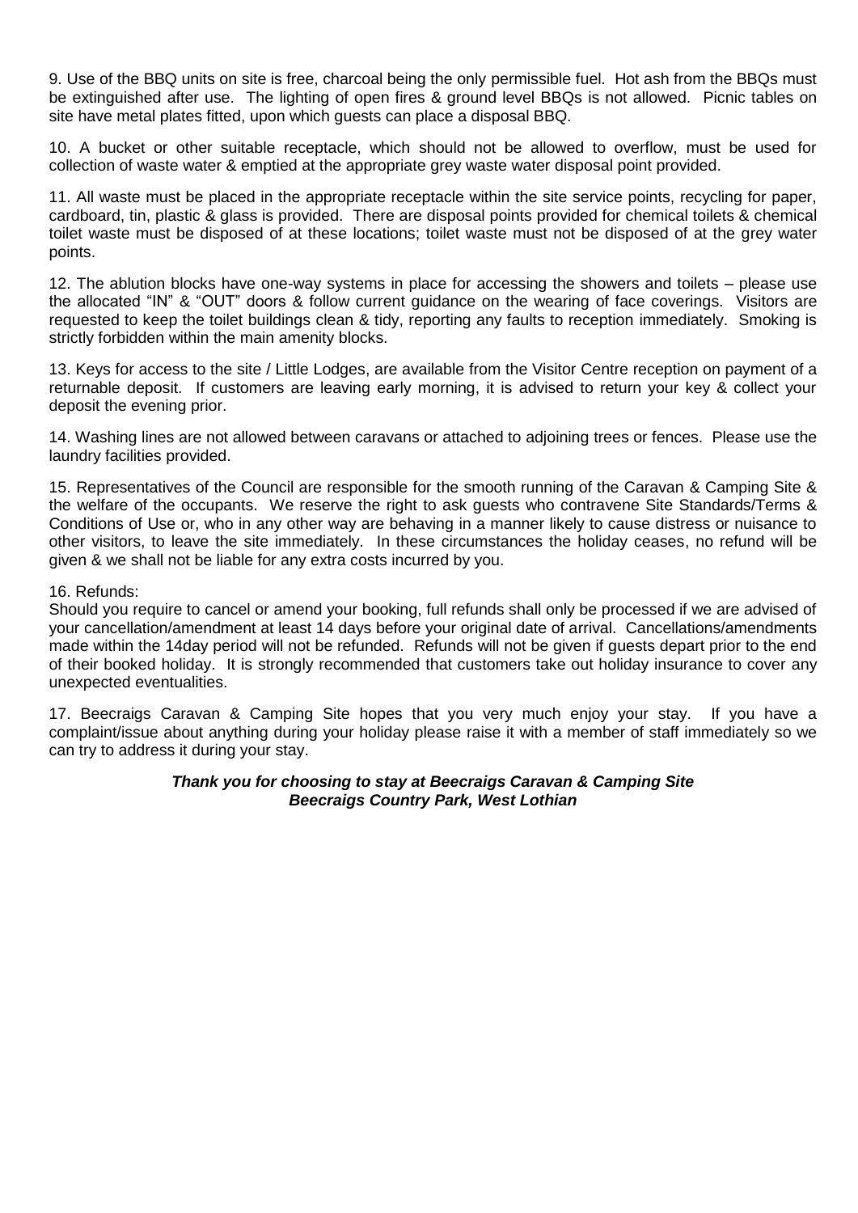9. Use of the BBQ units on site is free, charcoal being the only permissible fuel. Hot ash from the BBQs must be extinguished after use. The lighting of open fires & ground level BBQs is not allowed. Picnic tables on site have metal plates fitted, upon which guests can place a disposal BBQ.

10. A bucket or other suitable receptacle, which should not be allowed to overflow, must be used for collection of waste water & emptied at the appropriate grey waste water disposal point provided.

11. All waste must be placed in the appropriate receptacle within the site service points, recycling for paper, cardboard, tin, plastic & glass is provided. There are disposal points provided for chemical toilets & chemical toilet waste must be disposed of at these locations; toilet waste must not be disposed of at the grey water points.

12. The ablution blocks have one-way systems in place for accessing the showers and toilets – please use the allocated "IN" & "OUT" doors & follow current guidance on the wearing of face coverings. Visitors are requested to keep the toilet buildings clean & tidy, reporting any faults to reception immediately. Smoking is strictly forbidden within the main amenity blocks.

13. Keys for access to the site / Little Lodges, are available from the Visitor Centre reception on payment of a returnable deposit. If customers are leaving early morning, it is advised to return your key & collect your deposit the evening prior.

14. Washing lines are not allowed between caravans or attached to adjoining trees or fences. Please use the laundry facilities provided.

15. Representatives of the Council are responsible for the smooth running of the Caravan & Camping Site & the welfare of the occupants. We reserve the right to ask guests who contravene Site Standards/Terms & Conditions of Use or, who in any other way are behaving in a manner likely to cause distress or nuisance to other visitors, to leave the site immediately. In these circumstances the holiday ceases, no refund will be given & we shall not be liable for any extra costs incurred by you.

16. Refunds:
Should you require to cancel or amend your booking, full refunds shall only be processed if we are advised of your cancellation/amendment at least 14 days before your original date of arrival. Cancellations/amendments made within the 14day period will not be refunded. Refunds will not be given if guests depart prior to the end of their booked holiday. It is strongly recommended that customers take out holiday insurance to cover any unexpected eventualities.

17. Beecraigs Caravan & Camping Site hopes that you very much enjoy your stay. If you have a complaint/issue about anything during your holiday please raise it with a member of staff immediately so we can try to address it during your stay.

***Thank you for choosing to stay at Beecraigs Caravan & Camping Site***
***Beecraigs Country Park, West Lothian***